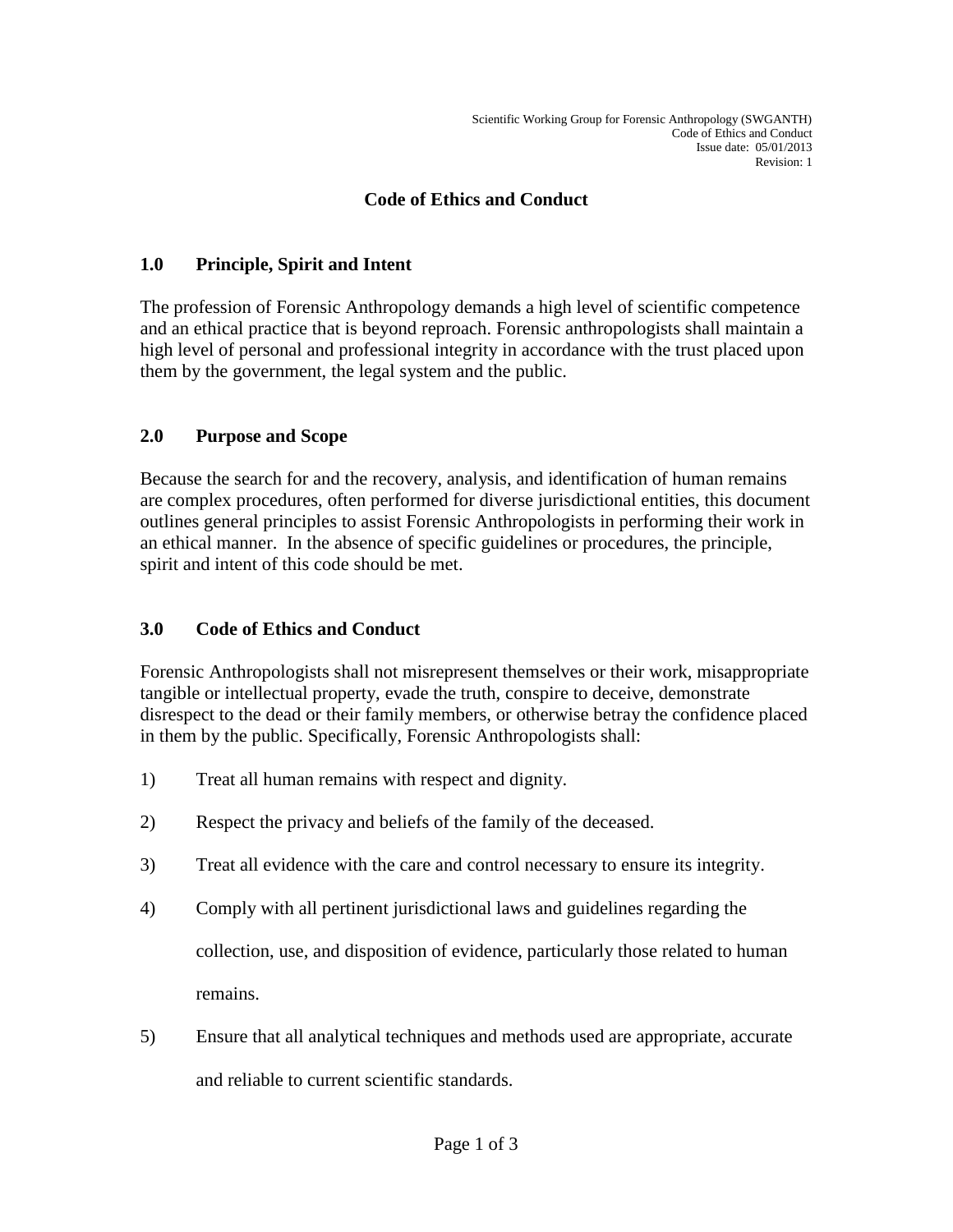# Code of Ethics and Conduct

## 1.0 Principle, Spirit and Intent

The profession of Forensic Anthropology demands a high level of scientific competence and an ethical practice that is beyond reproach. Forensic anthropologists shall maintain a high level of personal and professional integrity in accordance with the trust placed upon them by the government, the legal system and the public.

## 2.0 Purpose and Scope

Because the search for and the recovery, analysis, and identification of human remains are complex procedures, often performed for diverse jurisdictional entities, this document outlines general principles to assist Forensic Anthropologists in performing their work in an ethical manner. In the absence of specific guidelines or procedures, the principle, spirit and intent of this code should be met.

## 3.0 Code of Ethics and Conduct

Forensic Anthropologists shall not misrepresent themselves or their work, misappropriate tangible or intellectual property, evade the truth, conspire to deceive, demonstrate disrespect to the dead or their family members, or otherwise betray the confidence placed in them by the public. Specifically, Forensic Anthropologists shall:

1) Treat all human remains with respect and dignity.

2) Respect the privacy and beliefs of the family of the deceased.

3) Treat all evidence with the care and control necessary to ensure its integrity.

4) Comply with all pertinent jurisdictional laws and guidelines regarding the collection, use, and disposition of evidence, particularly those related to human remains.

5) Ensure that all analytical techniques and methods used are appropriate, accurate and reliable to current scientific standards.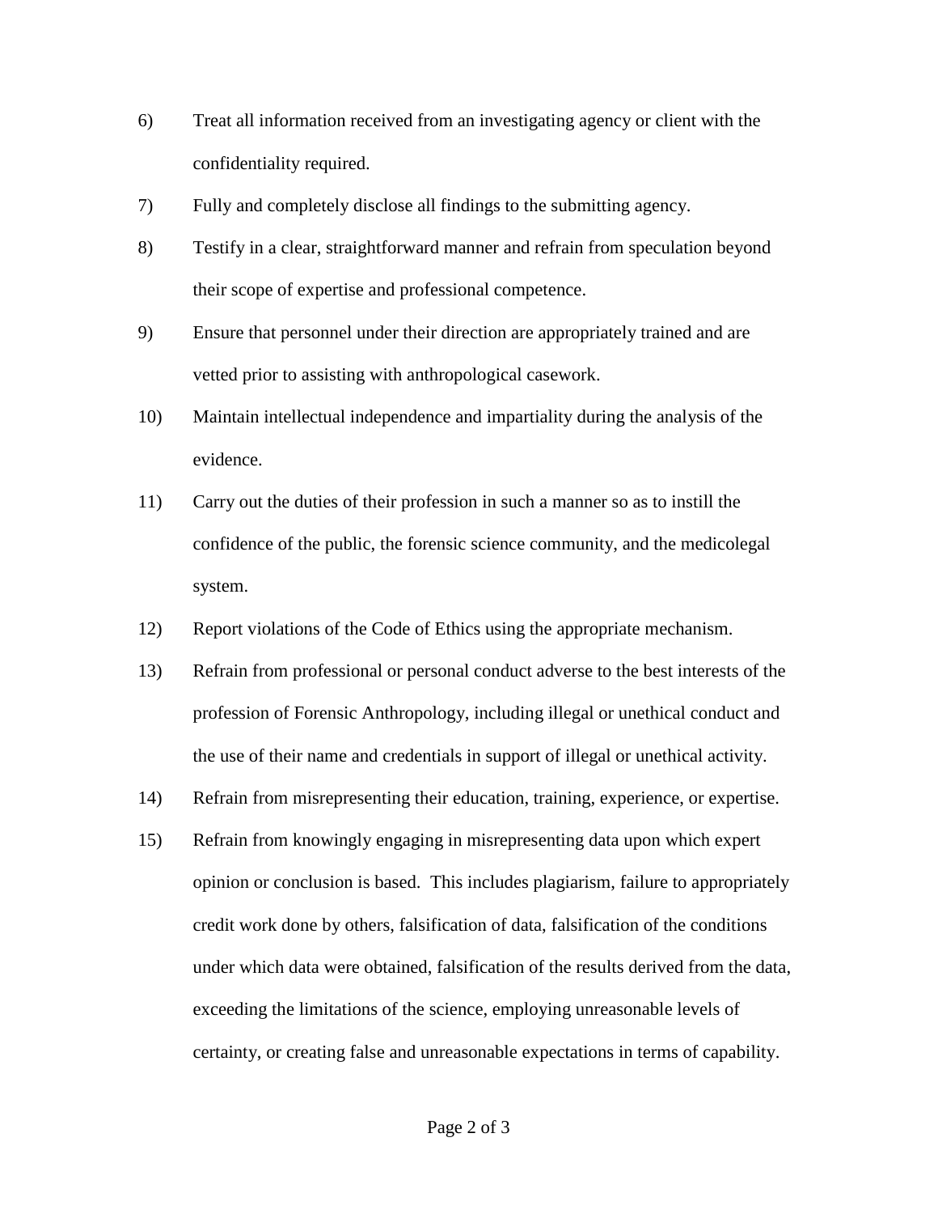6) Treat all information received from an investigating agency or client with the confidentiality required.

7) Fully and completely disclose all findings to the submitting agency.

8) Testify in a clear, straightforward manner and refrain from speculation beyond their scope of expertise and professional competence.

9) Ensure that personnel under their direction are appropriately trained and are vetted prior to assisting with anthropological casework.

10) Maintain intellectual independence and impartiality during the analysis of the evidence.

11) Carry out the duties of their profession in such a manner so as to instill the confidence of the public, the forensic science community, and the medicolegal system.

12) Report violations of the Code of Ethics using the appropriate mechanism.

13) Refrain from professional or personal conduct adverse to the best interests of the profession of Forensic Anthropology, including illegal or unethical conduct and the use of their name and credentials in support of illegal or unethical activity.

14) Refrain from misrepresenting their education, training, experience, or expertise.

15) Refrain from knowingly engaging in misrepresenting data upon which expert opinion or conclusion is based. This includes plagiarism, failure to appropriately credit work done by others, falsification of data, falsification of the conditions under which data were obtained, falsification of the results derived from the data, exceeding the limitations of the science, employing unreasonable levels of certainty, or creating false and unreasonable expectations in terms of capability.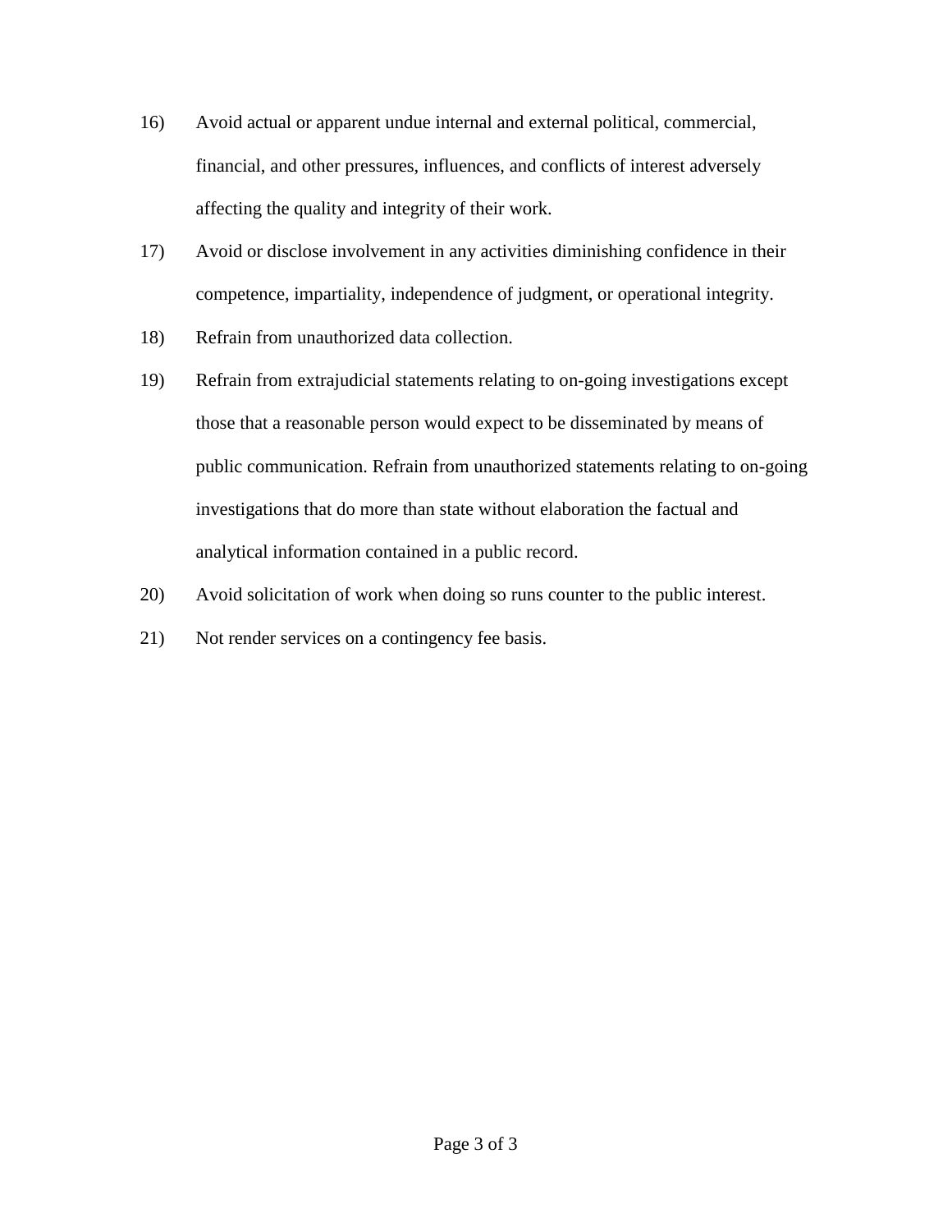16) Avoid actual or apparent undue internal and external political, commercial, financial, and other pressures, influences, and conflicts of interest adversely affecting the quality and integrity of their work.

17) Avoid or disclose involvement in any activities diminishing confidence in their competence, impartiality, independence of judgment, or operational integrity.

18) Refrain from unauthorized data collection.

19) Refrain from extrajudicial statements relating to on-going investigations except those that a reasonable person would expect to be disseminated by means of public communication. Refrain from unauthorized statements relating to on-going investigations that do more than state without elaboration the factual and analytical information contained in a public record.

20) Avoid solicitation of work when doing so runs counter to the public interest.

21) Not render services on a contingency fee basis.